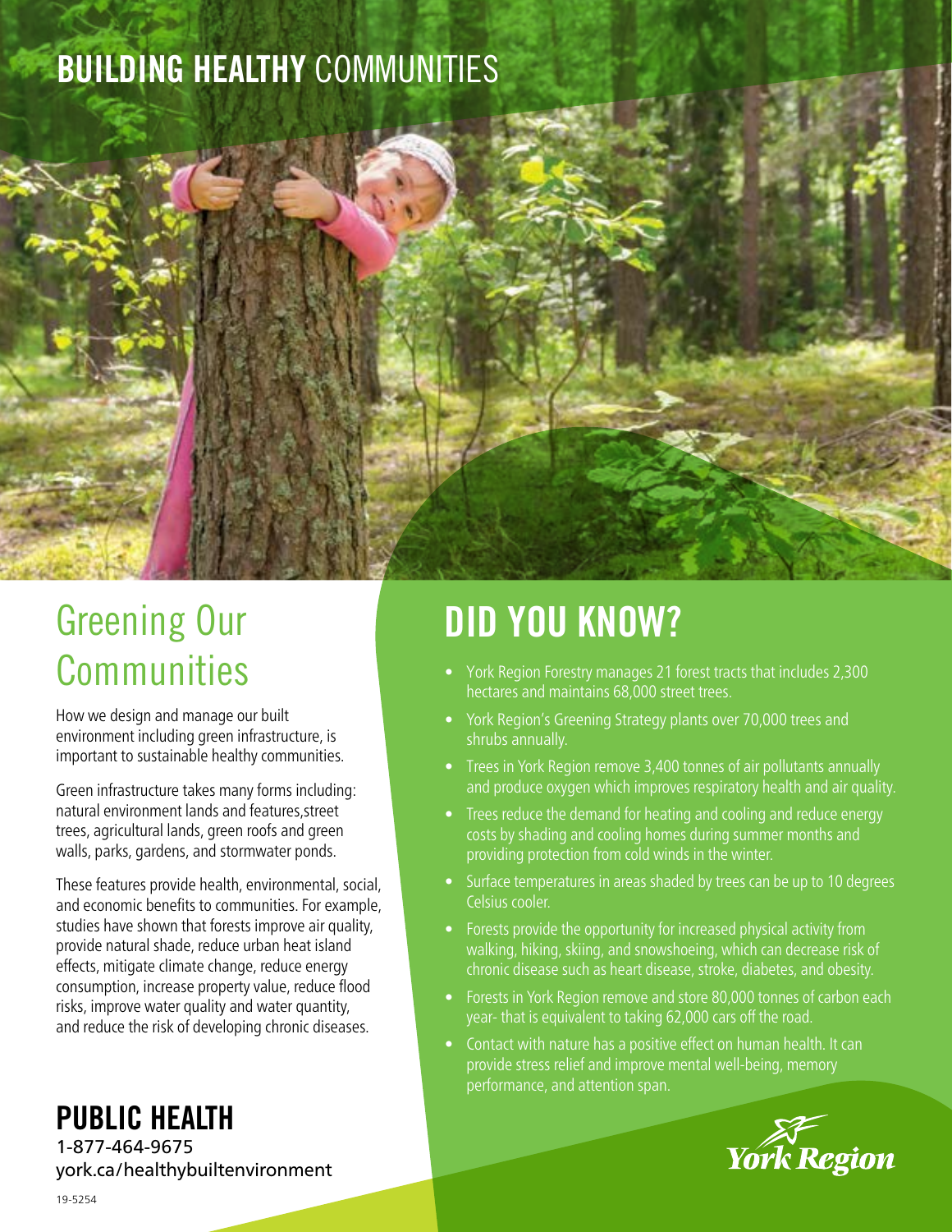# BUILDING HEALTHY COMMUNITIES

## Greening Our Communities

How we design and manage our built environment including green infrastructure, is important to sustainable healthy communities.

Green infrastructure takes many forms including: natural environment lands and features,street trees, agricultural lands, green roofs and green walls, parks, gardens, and stormwater ponds.

These features provide health, environmental, social, and economic benefits to communities. For example, studies have shown that forests improve air quality, provide natural shade, reduce urban heat island effects, mitigate climate change, reduce energy consumption, increase property value, reduce flood risks, improve water quality and water quantity, and reduce the risk of developing chronic diseases.

## DID YOU KNOW?

- York Region Forestry manages 21 forest tracts that includes 2,300 hectares and maintains 68,000 street trees.
- York Region's Greening Strategy plants over 70,000 trees and shrubs annually.
- Trees in York Region remove 3,400 tonnes of air pollutants annually and produce oxygen which improves respiratory health and air quality.
- Trees reduce the demand for heating and cooling and reduce energy costs by shading and cooling homes during summer months and providing protection from cold winds in the winter.
- Surface temperatures in areas shaded by trees can be up to 10 degrees Celsius cooler.
- Forests provide the opportunity for increased physical activity from walking, hiking, skiing, and snowshoeing, which can decrease risk of chronic disease such as heart disease, stroke, diabetes, and obesity.
- Forests in York Region remove and store 80,000 tonnes of carbon each year- that is equivalent to taking 62,000 cars off the road.
- Contact with nature has a positive effect on human health. It can provide stress relief and improve mental well-being, memory performance, and attention span.

**PUBLIC HEALTH**
1-877-464-9675
york.ca/healthybuiltenvironment

York Region

19-5254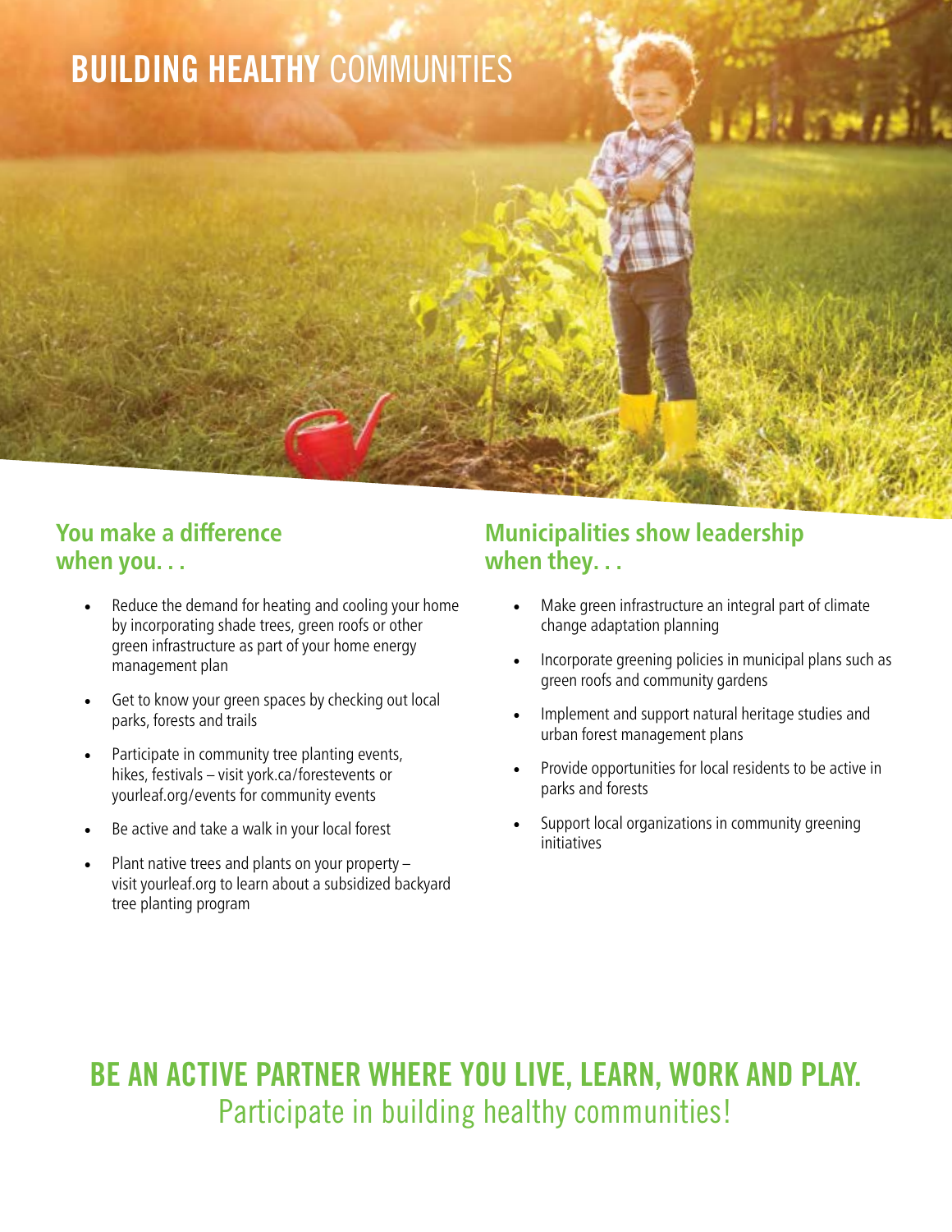# BUILDING HEALTHY COMMUNITIES

## You make a difference when you. . .

- Reduce the demand for heating and cooling your home by incorporating shade trees, green roofs or other green infrastructure as part of your home energy management plan
- Get to know your green spaces by checking out local parks, forests and trails
- Participate in community tree planting events, hikes, festivals – visit york.ca/forestevents or yourleaf.org/events for community events
- Be active and take a walk in your local forest
- Plant native trees and plants on your property – visit yourleaf.org to learn about a subsidized backyard tree planting program

## Municipalities show leadership when they. . .

- Make green infrastructure an integral part of climate change adaptation planning
- Incorporate greening policies in municipal plans such as green roofs and community gardens
- Implement and support natural heritage studies and urban forest management plans
- Provide opportunities for local residents to be active in parks and forests
- Support local organizations in community greening initiatives

## BE AN ACTIVE PARTNER WHERE YOU LIVE, LEARN, WORK AND PLAY.

Participate in building healthy communities!